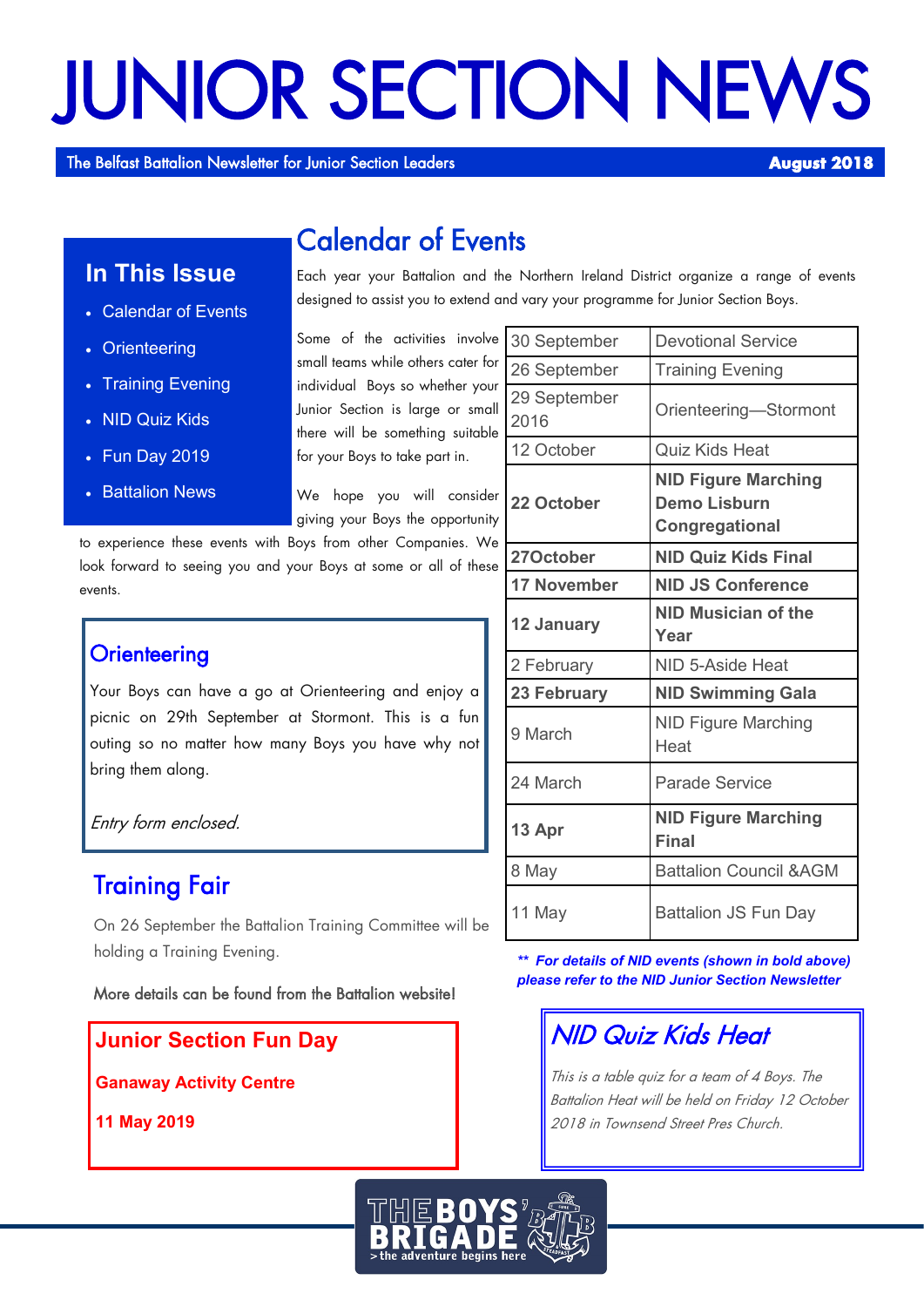# JUNIOR SECTION NEWS

The Belfast Battalion Newsletter for Junior Section Leaders — **August 2018**

## In This Issue

- Calendar of Events
- Orienteering
- Training Evening
- NID Quiz Kids
- Fun Day 2019
- Battalion News

## Calendar of Events

Each year your Battalion and the Northern Ireland District organize a range of events designed to assist you to extend and vary your programme for Junior Section Boys.

Some of the activities involve small teams while others cater for individual Boys so whether your Junior Section is large or small there will be something suitable for your Boys to take part in.

We hope you will consider giving your Boys the opportunity to experience these events with Boys from other Companies. We look forward to seeing you and your Boys at some or all of these events.

| Date | Event |
|---|---|
| 30 September | Devotional Service |
| 26 September | Training Evening |
| 29 September 2016 | Orienteering—Stormont |
| 12 October | Quiz Kids Heat |
| **22 October** | **NID Figure Marching Demo Lisburn Congregational** |
| **27October** | **NID Quiz Kids Final** |
| **17 November** | **NID JS Conference** |
| **12 January** | **NID Musician of the Year** |
| 2 February | NID 5-Aside Heat |
| **23 February** | **NID Swimming Gala** |
| 9 March | NID Figure Marching Heat |
| 24 March | Parade Service |
| **13 Apr** | **NID Figure Marching Final** |
| 8 May | Battalion Council &AGM |
| 11 May | Battalion JS Fun Day |

***\*\* For details of NID events (shown in bold above) please refer to the NID Junior Section Newsletter***

## Orienteering

Your Boys can have a go at Orienteering and enjoy a picnic on 29th September at Stormont. This is a fun outing so no matter how many Boys you have why not bring them along.

*Entry form enclosed.*

## Training Fair

On 26 September the Battalion Training Committee will be holding a Training Evening.

More details can be found from the Battalion website!

## Junior Section Fun Day

**Ganaway Activity Centre**

**11 May 2019**

## *NID Quiz Kids Heat*

*This is a table quiz for a team of 4 Boys. The Battalion Heat will be held on Friday 12 October 2018 in Townsend Street Pres Church.*

THE BOYS' BRIGADE
> the adventure begins here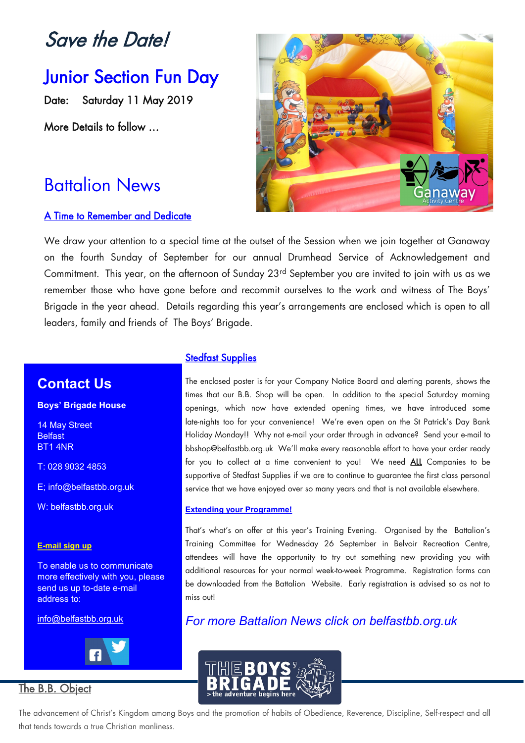# *Save the Date!*

## Junior Section Fun Day

Date: Saturday 11 May 2019

More Details to follow …

## Battalion News

### A Time to Remember and Dedicate

We draw your attention to a special time at the outset of the Session when we join together at Ganaway on the fourth Sunday of September for our annual Drumhead Service of Acknowledgement and Commitment. This year, on the afternoon of Sunday 23rd September you are invited to join with us as we remember those who have gone before and recommit ourselves to the work and witness of The Boys' Brigade in the year ahead. Details regarding this year's arrangements are enclosed which is open to all leaders, family and friends of The Boys' Brigade.

### Stedfast Supplies

The enclosed poster is for your Company Notice Board and alerting parents, shows the times that our B.B. Shop will be open. In addition to the special Saturday morning openings, which now have extended opening times, we have introduced some late-nights too for your convenience! We're even open on the St Patrick's Day Bank Holiday Monday!! Why not e-mail your order through in advance? Send your e-mail to bbshop@belfastbb.org.uk We'll make every reasonable effort to have your order ready for you to collect at a time convenient to you! We need **ALL** Companies to be supportive of Stedfast Supplies if we are to continue to guarantee the first class personal service that we have enjoyed over so many years and that is not available elsewhere.

### Extending your Programme!

That's what's on offer at this year's Training Evening. Organised by the Battalion's Training Committee for Wednesday 26 September in Belvoir Recreation Centre, attendees will have the opportunity to try out something new providing you with additional resources for your normal week-to-week Programme. Registration forms can be downloaded from the Battalion Website. Early registration is advised so as not to miss out!

*For more Battalion News click on belfastbb.org.uk*

## Contact Us

**Boys' Brigade House**

14 May Street
Belfast
BT1 4NR

T: 028 9032 4853

E; info@belfastbb.org.uk

W: belfastbb.org.uk

**E-mail sign up**

To enable us to communicate more effectively with you, please send us up to-date e-mail address to:

info@belfastbb.org.uk

### The B.B. Object

The advancement of Christ's Kingdom among Boys and the promotion of habits of Obedience, Reverence, Discipline, Self-respect and all that tends towards a true Christian manliness.